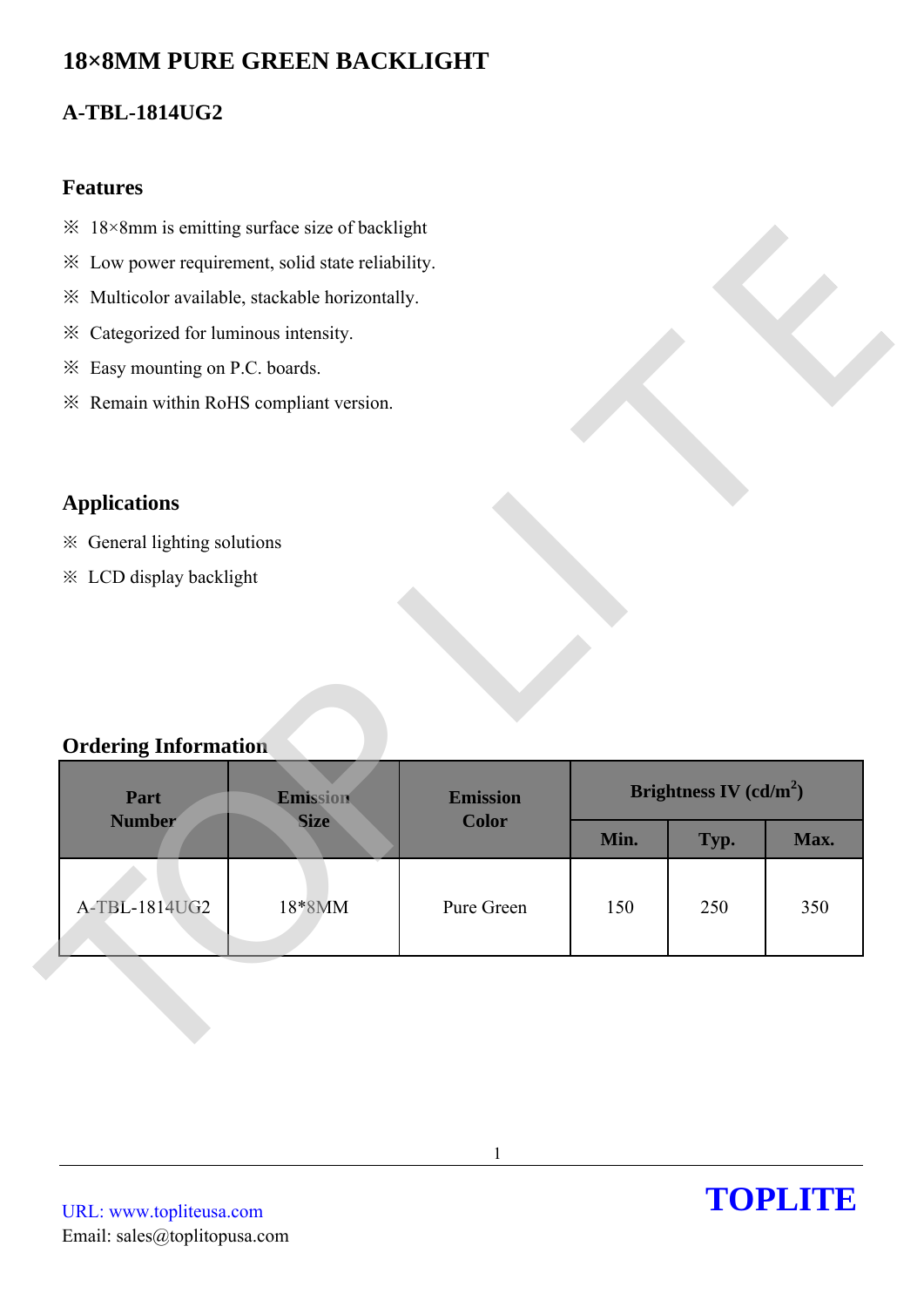# 18×8MM PURE GREEN BACKLIGHT

## A-TBL-1814UG2

### Features

※ 18×8mm is emitting surface size of backlight

※ Low power requirement, solid state reliability.

※ Multicolor available, stackable horizontally.

※ Categorized for luminous intensity.

※ Easy mounting on P.C. boards.

※ Remain within RoHS compliant version.

### Applications

※ General lighting solutions

※ LCD display backlight

### Ordering Information

| Part Number | Emission Size | Emission Color | Brightness IV (cd/m$^2$) | | |
|---|---|---|---|---|---|
| | | | Min. | Typ. | Max. |
| A-TBL-1814UG2 | 18*8MM | Pure Green | 150 | 250 | 350 |

URL: www.topliteusa.com
Email: sales@toplitopusa.com

TOPLITE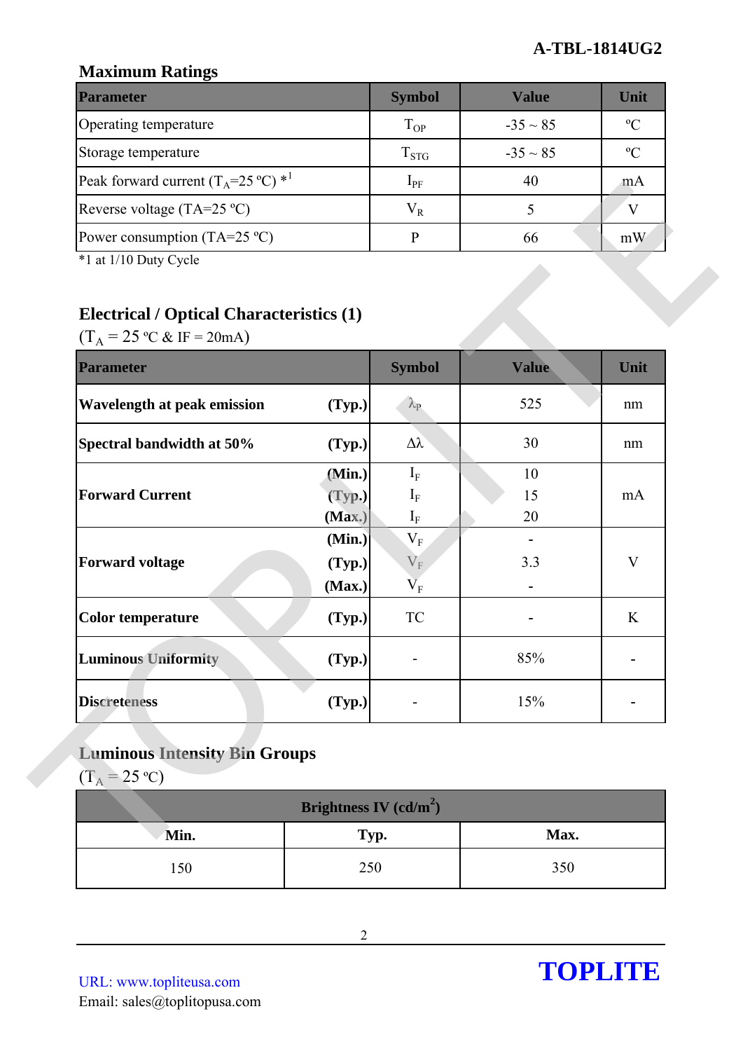## Maximum Ratings

| Parameter | Symbol | Value | Unit |
|---|---|---|---|
| Operating temperature | $T_{OP}$ | -35 ~ 85 | ºC |
| Storage temperature | $T_{STG}$ | -35 ~ 85 | ºC |
| Peak forward current ($T_A$=25 ºC) *1 | $I_{PF}$ | 40 | mA |
| Reverse voltage (TA=25 ºC) | $V_R$ | 5 | V |
| Power consumption (TA=25 ºC) | P | 66 | mW |

*1 at 1/10 Duty Cycle

## Electrical / Optical Characteristics (1)

($T_A$ = 25 ºC & IF = 20mA)

| Parameter | | Symbol | Value | Unit |
|---|---|---|---|---|
| **Wavelength at peak emission** | **(Typ.)** | $\lambda_P$ | 525 | nm |
| **Spectral bandwidth at 50%** | **(Typ.)** | $\Delta\lambda$ | 30 | nm |
| **Forward Current** | **(Min.)** | $I_F$ | 10 | mA |
| | **(Typ.)** | $I_F$ | 15 | |
| | **(Max.)** | $I_F$ | 20 | |
| **Forward voltage** | **(Min.)** | $V_F$ | - | V |
| | **(Typ.)** | $V_F$ | 3.3 | |
| | **(Max.)** | $V_F$ | - | |
| **Color temperature** | **(Typ.)** | TC | - | K |
| **Luminous Uniformity** | **(Typ.)** | - | 85% | - |
| **Discreteness** | **(Typ.)** | - | 15% | - |

## Luminous Intensity Bin Groups

($T_A$ = 25 ºC)

| Brightness IV (cd/m$^2$) | | |
|---|---|---|
| **Min.** | **Typ.** | **Max.** |
| 150 | 250 | 350 |

URL: www.topliteusa.com
Email: sales@toplitopusa.com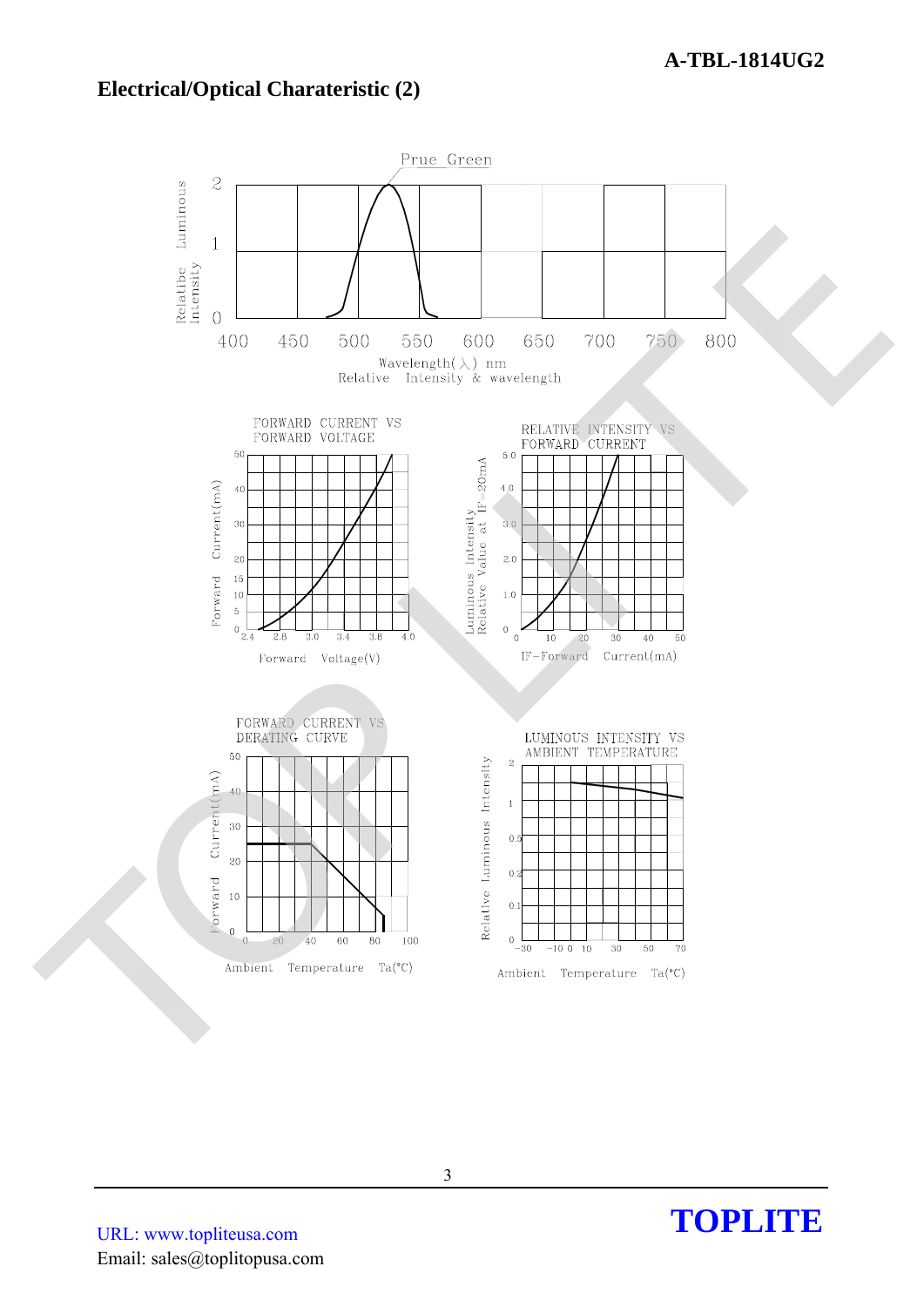## Electrical/Optical Charateristic (2)

Prue Green

Relatibe Luminous Intensity

Wavelength(λ) nm

Relative Intensity & wavelength

FORWARD CURRENT VS FORWARD VOLTAGE

Forward Current(mA)

Forward Voltage(V)

RELATIVE INTENSITY VS FORWARD CURRENT

Luminous Intensity Relative Value at IF=20mA

IF-Forward Current(mA)

FORWARD CURRENT VS DERATING CURVE

Forward Current(mA)

Ambient Temperature Ta(°C)

LUMINOUS INTENSITY VS AMBIENT TEMPERATURE

Relative Luminous Intensity

Ambient Temperature Ta(°C)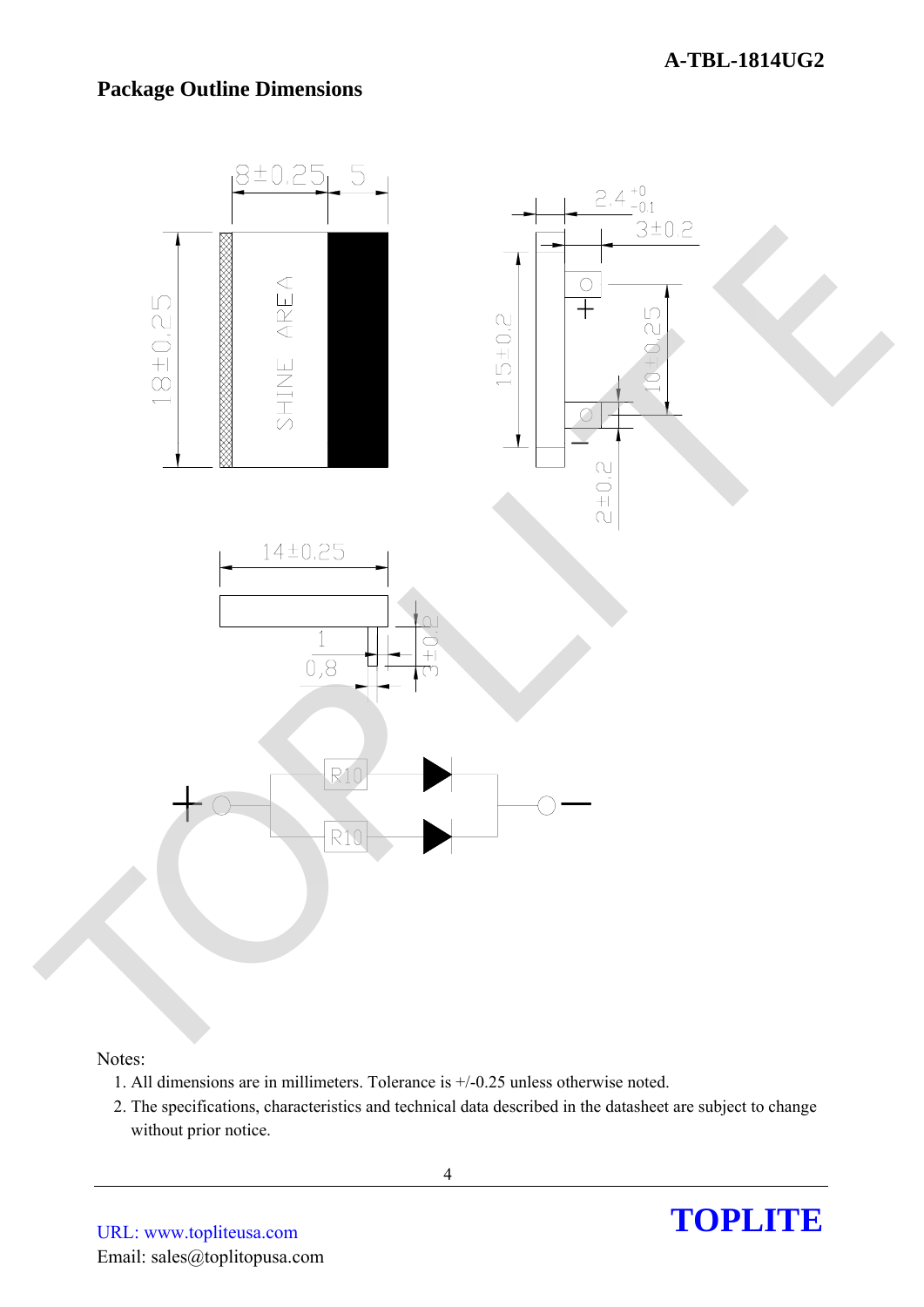## Package Outline Dimensions

Notes:

1. All dimensions are in millimeters. Tolerance is +/-0.25 unless otherwise noted.
2. The specifications, characteristics and technical data described in the datasheet are subject to change without prior notice.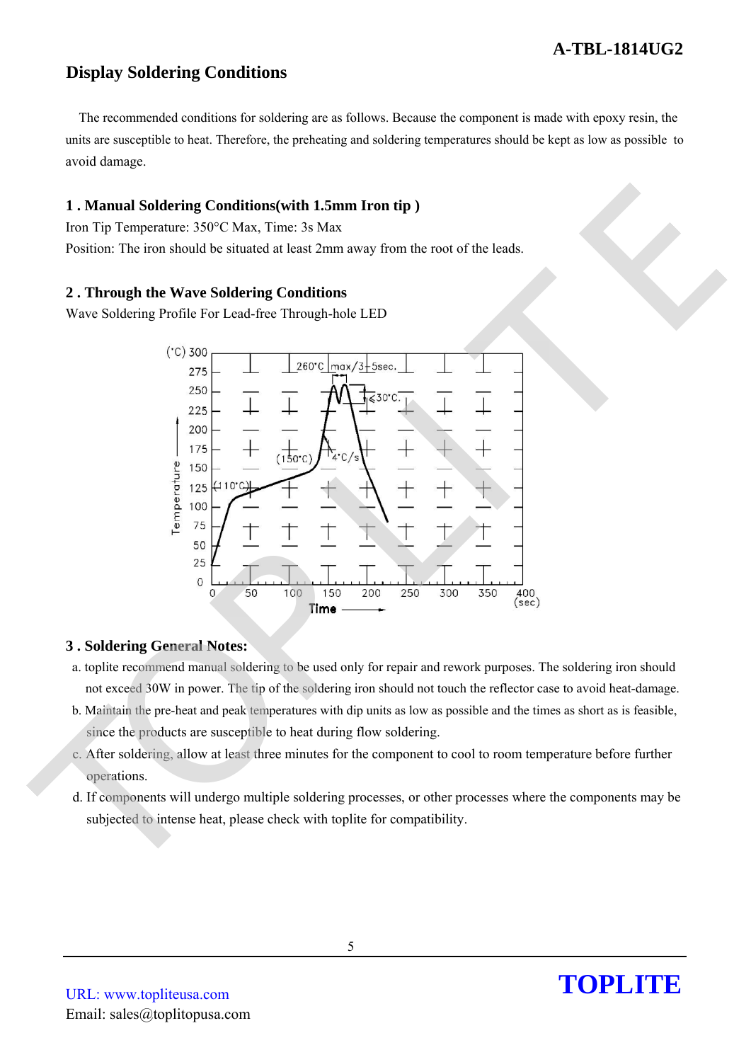# Display Soldering Conditions

The recommended conditions for soldering are as follows. Because the component is made with epoxy resin, the units are susceptible to heat. Therefore, the preheating and soldering temperatures should be kept as low as possible to avoid damage.

## 1 . Manual Soldering Conditions(with 1.5mm Iron tip )

Iron Tip Temperature: 350°C Max, Time: 3s Max

Position: The iron should be situated at least 2mm away from the root of the leads.

## 2 . Through the Wave Soldering Conditions

Wave Soldering Profile For Lead-free Through-hole LED

(°C) 300
275
250
225
200
175
150
125
100
75
50
25
0
Temperature
0 50 100 150 200 250 300 350 400 (sec)
Time
260°C max/3~5sec.
≤30°C.
(150°C)
4°C/s
≤110°C

## 3 . Soldering General Notes:

a. toplite recommend manual soldering to be used only for repair and rework purposes. The soldering iron should not exceed 30W in power. The tip of the soldering iron should not touch the reflector case to avoid heat-damage.

b. Maintain the pre-heat and peak temperatures with dip units as low as possible and the times as short as is feasible, since the products are susceptible to heat during flow soldering.

c. After soldering, allow at least three minutes for the component to cool to room temperature before further operations.

d. If components will undergo multiple soldering processes, or other processes where the components may be subjected to intense heat, please check with toplite for compatibility.